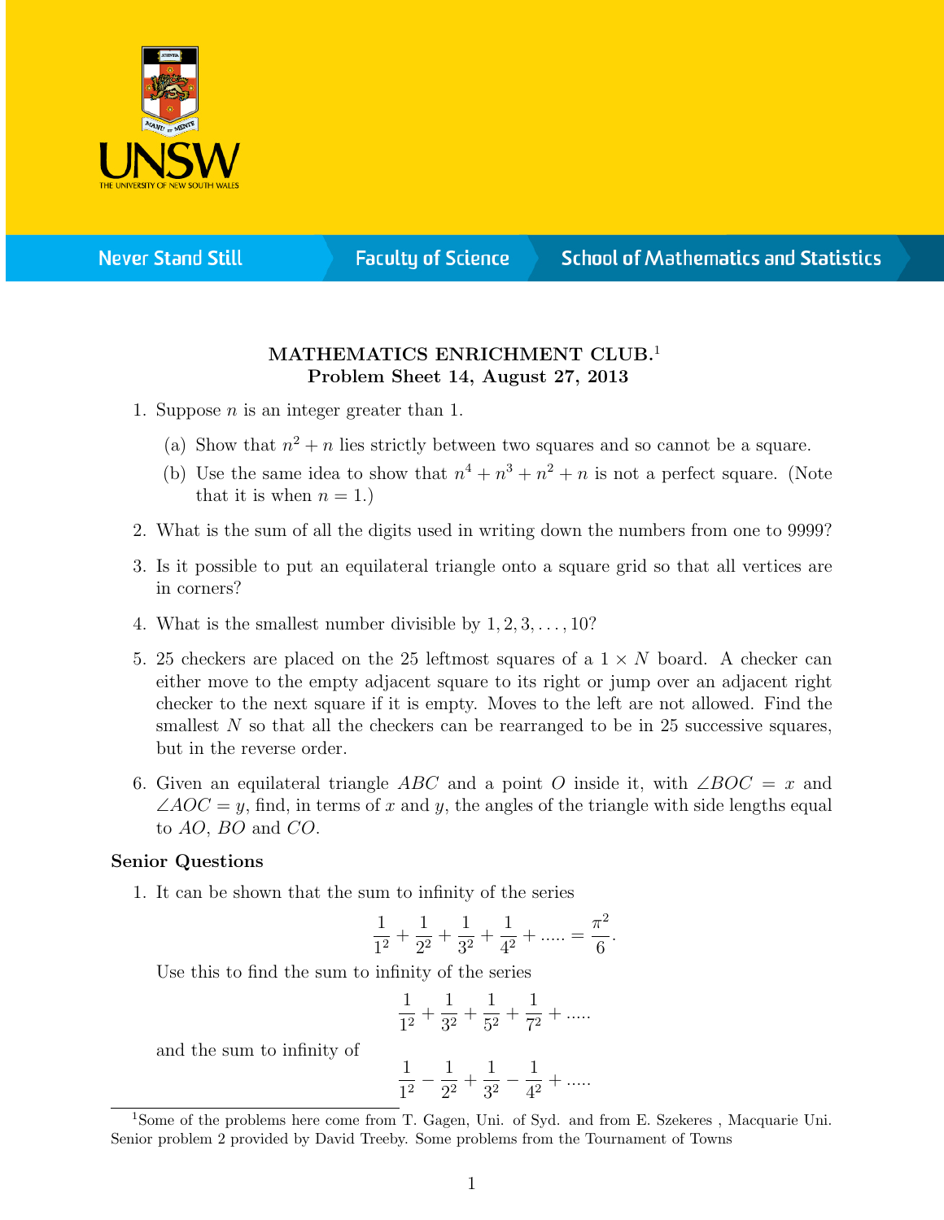**MATHEMATICS ENRICHMENT CLUB.**[1]
**Problem Sheet 14, August 27, 2013**

1. Suppose $n$ is an integer greater than 1.

   (a) Show that $n^2 + n$ lies strictly between two squares and so cannot be a square.

   (b) Use the same idea to show that $n^4 + n^3 + n^2 + n$ is not a perfect square. (Note that it is when $n = 1$.)

2. What is the sum of all the digits used in writing down the numbers from one to 9999?

3. Is it possible to put an equilateral triangle onto a square grid so that all vertices are in corners?

4. What is the smallest number divisible by $1, 2, 3, \ldots, 10$?

5. 25 checkers are placed on the 25 leftmost squares of a $1 \times N$ board. A checker can either move to the empty adjacent square to its right or jump over an adjacent right checker to the next square if it is empty. Moves to the left are not allowed. Find the smallest $N$ so that all the checkers can be rearranged to be in 25 successive squares, but in the reverse order.

6. Given an equilateral triangle $ABC$ and a point $O$ inside it, with $\angle BOC = x$ and $\angle AOC = y$, find, in terms of $x$ and $y$, the angles of the triangle with side lengths equal to $AO$, $BO$ and $CO$.

### Senior Questions

1. It can be shown that the sum to infinity of the series

$$\frac{1}{1^2} + \frac{1}{2^2} + \frac{1}{3^2} + \frac{1}{4^2} + \ldots.. = \frac{\pi^2}{6}.$$

   Use this to find the sum to infinity of the series

$$\frac{1}{1^2} + \frac{1}{3^2} + \frac{1}{5^2} + \frac{1}{7^2} + \ldots..$$

   and the sum to infinity of

$$\frac{1}{1^2} - \frac{1}{2^2} + \frac{1}{3^2} - \frac{1}{4^2} + \ldots..$$

[1] Some of the problems here come from T. Gagen, Uni. of Syd. and from E. Szekeres , Macquarie Uni. Senior problem 2 provided by David Treeby. Some problems from the Tournament of Towns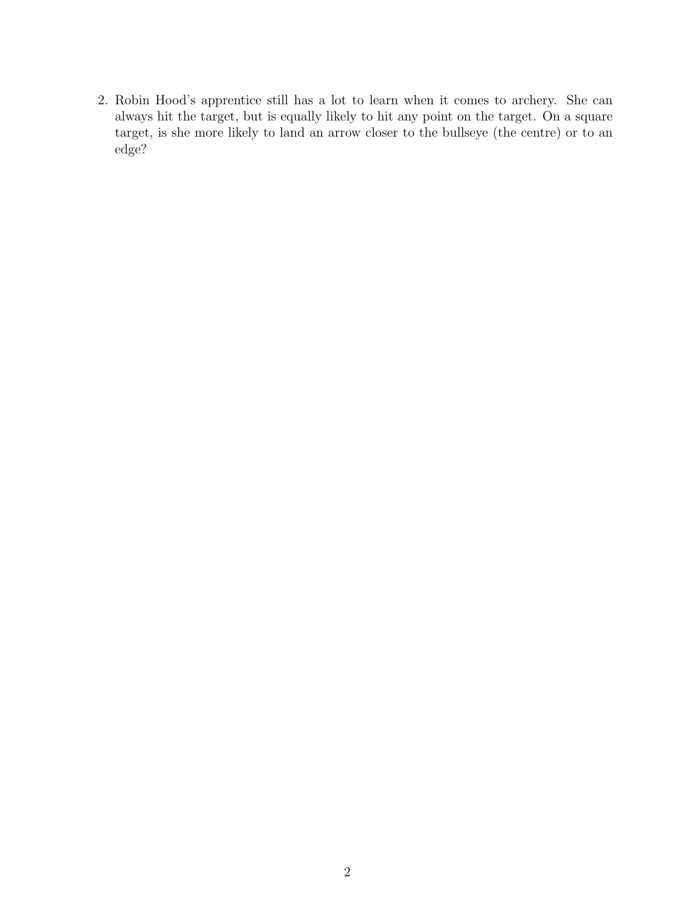2. Robin Hood's apprentice still has a lot to learn when it comes to archery. She can always hit the target, but is equally likely to hit any point on the target. On a square target, is she more likely to land an arrow closer to the bullseye (the centre) or to an edge?